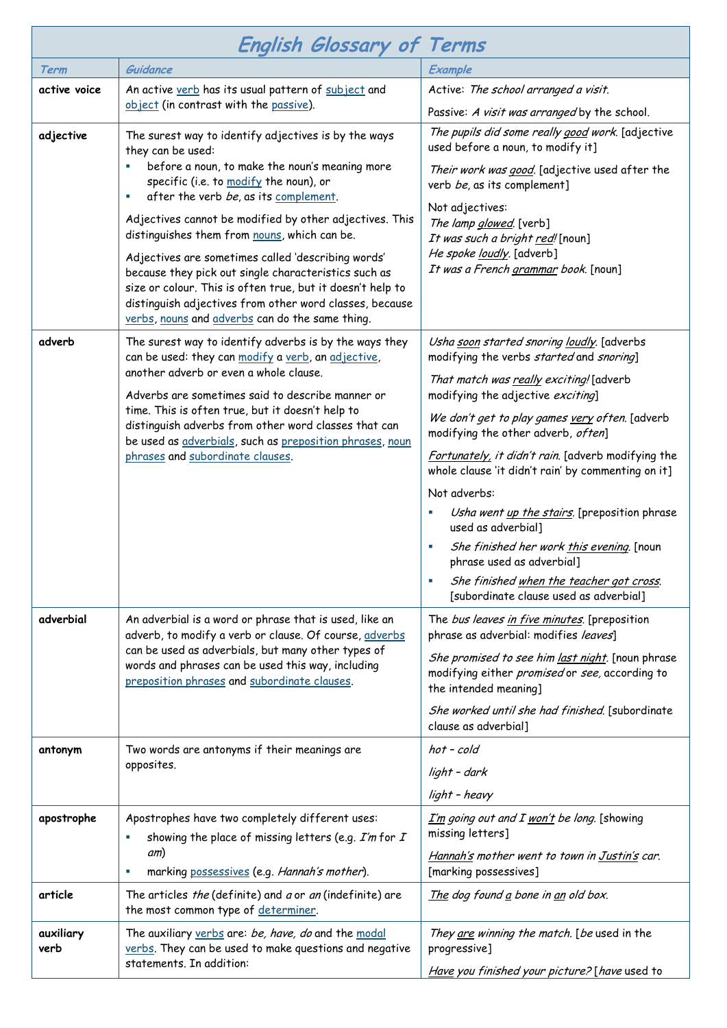# English Glossary of Terms

| Term | Guidance | Example |
|---|---|---|
| **active voice** | An active verb has its usual pattern of subject and object (in contrast with the passive). | Active: *The school arranged a visit.*<br><br>Passive: *A visit was arranged* by the school. |
| **adjective** | The surest way to identify adjectives is by the ways they can be used:<br>▪ before a noun, to make the noun's meaning more specific (i.e. to modify the noun), or<br>▪ after the verb *be*, as its complement.<br><br>Adjectives cannot be modified by other adjectives. This distinguishes them from nouns, which can be.<br><br>Adjectives are sometimes called 'describing words' because they pick out single characteristics such as size or colour. This is often true, but it doesn't help to distinguish adjectives from other word classes, because verbs, nouns and adverbs can do the same thing. | *The pupils did some really good work.* [adjective used before a noun, to modify it]<br><br>*Their work was good.* [adjective used after the verb *be*, as its complement]<br><br>Not adjectives:<br>*The lamp glowed.* [verb]<br>*It was such a bright red!* [noun]<br>*He spoke loudly.* [adverb]<br>*It was a French grammar book.* [noun] |
| **adverb** | The surest way to identify adverbs is by the ways they can be used: they can modify a verb, an adjective, another adverb or even a whole clause.<br><br>Adverbs are sometimes said to describe manner or time. This is often true, but it doesn't help to distinguish adverbs from other word classes that can be used as adverbials, such as preposition phrases, noun phrases and subordinate clauses. | *Usha soon started snoring loudly.* [adverbs modifying the verbs *started* and *snoring*]<br><br>*That match was really exciting!* [adverb modifying the adjective *exciting*]<br><br>*We don't get to play games very often.* [adverb modifying the other adverb, *often*]<br><br>*Fortunately, it didn't rain.* [adverb modifying the whole clause 'it didn't rain' by commenting on it]<br><br>Not adverbs:<br>▪ *Usha went up the stairs.* [preposition phrase used as adverbial]<br>▪ *She finished her work this evening.* [noun phrase used as adverbial]<br>▪ *She finished when the teacher got cross.* [subordinate clause used as adverbial] |
| **adverbial** | An adverbial is a word or phrase that is used, like an adverb, to modify a verb or clause. Of course, adverbs can be used as adverbials, but many other types of words and phrases can be used this way, including preposition phrases and subordinate clauses. | The *bus leaves in five minutes.* [preposition phrase as adverbial: modifies *leaves*]<br><br>*She promised to see him last night.* [noun phrase modifying either *promised* or *see*, according to the intended meaning]<br><br>*She worked until she had finished.* [subordinate clause as adverbial] |
| **antonym** | Two words are antonyms if their meanings are opposites. | *hot – cold*<br><br>*light – dark*<br><br>*light – heavy* |
| **apostrophe** | Apostrophes have two completely different uses:<br>▪ showing the place of missing letters (e.g. *I'm* for *I am*)<br>▪ marking possessives (e.g. *Hannah's mother*). | *I'm going out and I won't be long.* [showing missing letters]<br><br>*Hannah's mother went to town in Justin's car.* [marking possessives] |
| **article** | The articles *the* (definite) and *a* or *an* (indefinite) are the most common type of determiner. | *The dog found a bone in an old box.* |
| **auxiliary verb** | The auxiliary verbs are: *be, have, do* and the modal verbs. They can be used to make questions and negative statements. In addition: | *They are winning the match.* [*be* used in the progressive]<br><br>*Have you finished your picture?* [*have* used to |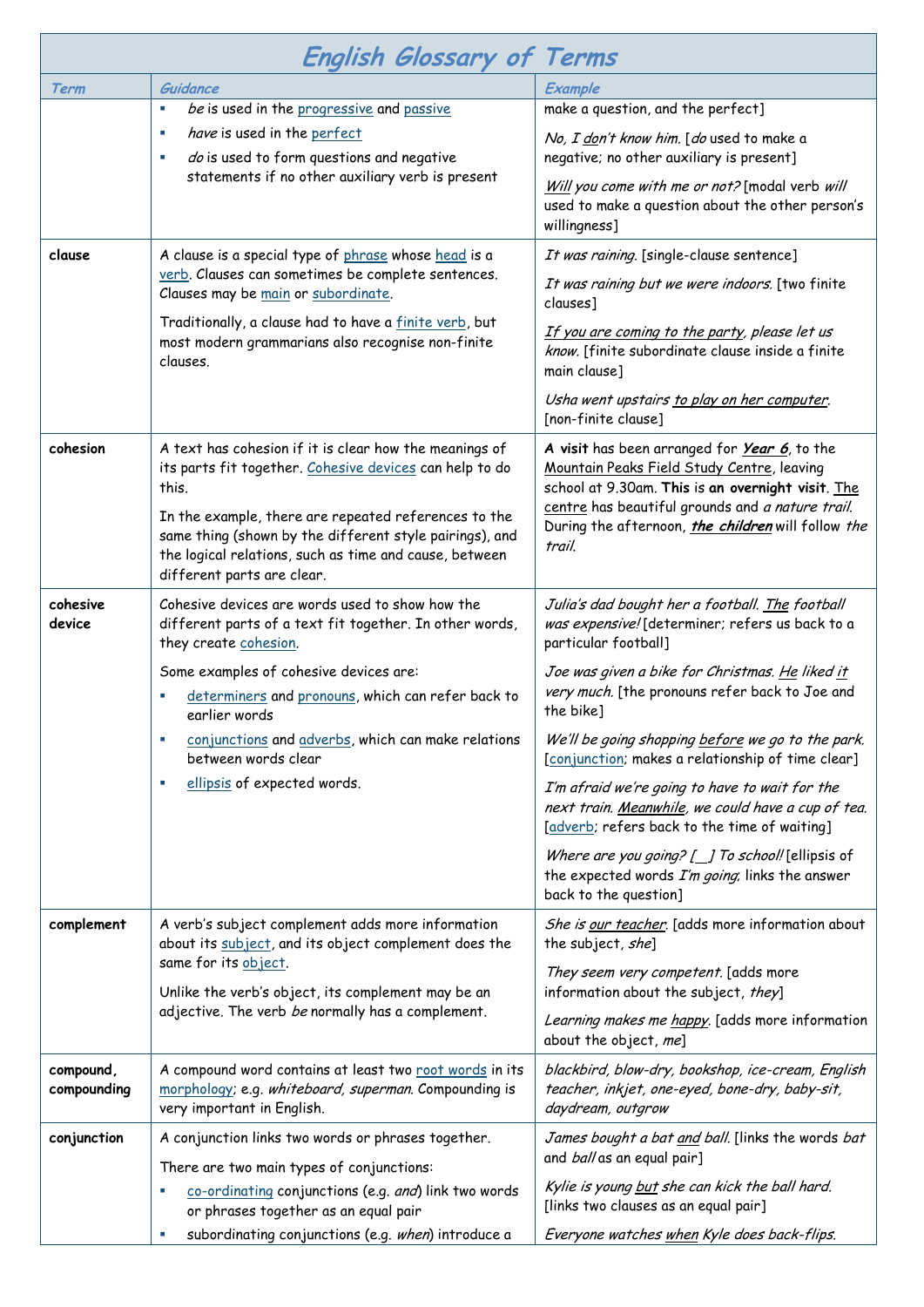# English Glossary of Terms

| Term | Guidance | Example |
|---|---|---|
| | ▪ *be* is used in the progressive and passive<br>▪ *have* is used in the perfect<br>▪ *do* is used to form questions and negative statements if no other auxiliary verb is present | make a question, and the perfect]<br><br>*No, I don't know him.* [*do* used to make a negative; no other auxiliary is present]<br><br>*Will you come with me or not?* [modal verb *will* used to make a question about the other person's willingness] |
| **clause** | A clause is a special type of phrase whose head is a verb. Clauses can sometimes be complete sentences. Clauses may be main or subordinate.<br><br>Traditionally, a clause had to have a finite verb, but most modern grammarians also recognise non-finite clauses. | *It was raining.* [single-clause sentence]<br><br>*It was raining but we were indoors.* [two finite clauses]<br><br>*If you are coming to the party, please let us know.* [finite subordinate clause inside a finite main clause]<br><br>*Usha went upstairs to play on her computer.* [non-finite clause] |
| **cohesion** | A text has cohesion if it is clear how the meanings of its parts fit together. Cohesive devices can help to do this.<br><br>In the example, there are repeated references to the same thing (shown by the different style pairings), and the logical relations, such as time and cause, between different parts are clear. | **A visit** has been arranged for ***Year 6***, to the Mountain Peaks Field Study Centre, leaving school at 9.30am. **This** is **an overnight visit**. The centre has beautiful grounds and *a nature trail*. During the afternoon, ***the children*** will follow *the trail*. |
| **cohesive device** | Cohesive devices are words used to show how the different parts of a text fit together. In other words, they create cohesion.<br><br>Some examples of cohesive devices are:<br>▪ determiners and pronouns, which can refer back to earlier words<br>▪ conjunctions and adverbs, which can make relations between words clear<br>▪ ellipsis of expected words. | *Julia's dad bought her a football. The football was expensive!* [determiner; refers us back to a particular football]<br><br>*Joe was given a bike for Christmas. He liked it very much.* [the pronouns refer back to Joe and the bike]<br><br>*We'll be going shopping before we go to the park.* [conjunction; makes a relationship of time clear]<br><br>*I'm afraid we're going to have to wait for the next train. Meanwhile, we could have a cup of tea.* [adverb; refers back to the time of waiting]<br><br>*Where are you going? [\_] To school!* [ellipsis of the expected words *I'm going*; links the answer back to the question] |
| **complement** | A verb's subject complement adds more information about its subject, and its object complement does the same for its object.<br><br>Unlike the verb's object, its complement may be an adjective. The verb *be* normally has a complement. | *She is our teacher.* [adds more information about the subject, *she*]<br><br>*They seem very competent.* [adds more information about the subject, *they*]<br><br>*Learning makes me happy.* [adds more information about the object, *me*] |
| **compound, compounding** | A compound word contains at least two root words in its morphology; e.g. *whiteboard, superman*. Compounding is very important in English. | *blackbird, blow-dry, bookshop, ice-cream, English teacher, inkjet, one-eyed, bone-dry, baby-sit, daydream, outgrow* |
| **conjunction** | A conjunction links two words or phrases together.<br><br>There are two main types of conjunctions:<br>▪ co-ordinating conjunctions (e.g. *and*) link two words or phrases together as an equal pair<br>▪ subordinating conjunctions (e.g. *when*) introduce a | *James bought a bat and ball.* [links the words *bat* and *ball* as an equal pair]<br><br>*Kylie is young but she can kick the ball hard.* [links two clauses as an equal pair]<br><br>*Everyone watches when Kyle does back-flips.* |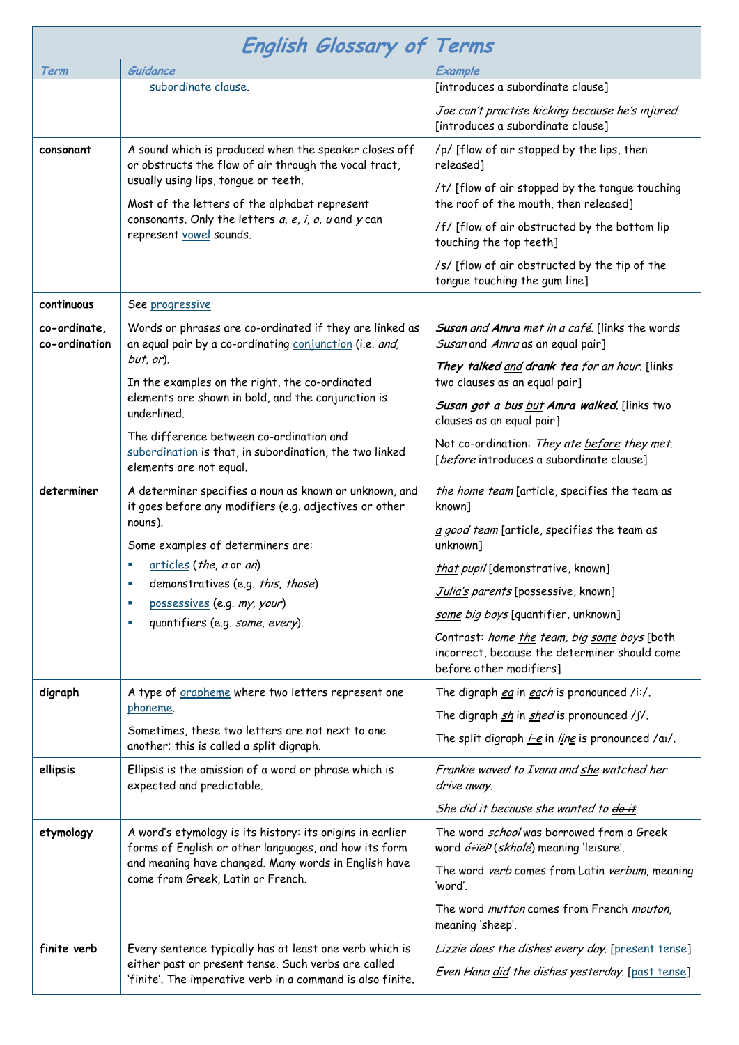# English Glossary of Terms

| Term | Guidance | Example |
|---|---|---|
| | subordinate clause. | [introduces a subordinate clause]<br><br>*Joe can't practise kicking* _because_ *he's injured.* [introduces a subordinate clause] |
| **consonant** | A sound which is produced when the speaker closes off or obstructs the flow of air through the vocal tract, usually using lips, tongue or teeth.<br><br>Most of the letters of the alphabet represent consonants. Only the letters *a*, *e*, *i*, *o*, *u* and *y* can represent vowel sounds. | /p/ [flow of air stopped by the lips, then released]<br><br>/t/ [flow of air stopped by the tongue touching the roof of the mouth, then released]<br><br>/f/ [flow of air obstructed by the bottom lip touching the top teeth]<br><br>/s/ [flow of air obstructed by the tip of the tongue touching the gum line] |
| **continuous** | See progressive | |
| **co-ordinate, co-ordination** | Words or phrases are co-ordinated if they are linked as an equal pair by a co-ordinating conjunction (i.e. *and*, *but*, *or*).<br><br>In the examples on the right, the co-ordinated elements are shown in bold, and the conjunction is underlined.<br><br>The difference between co-ordination and subordination is that, in subordination, the two linked elements are not equal. | ***Susan*** _and_ ***Amra*** *met in a café.* [links the words *Susan* and *Amra* as an equal pair]<br><br>***They talked*** _and_ ***drank tea*** *for an hour.* [links two clauses as an equal pair]<br><br>***Susan got a bus*** _but_ ***Amra walked.*** [links two clauses as an equal pair]<br><br>Not co-ordination: *They ate* _before_ *they met.* [*before* introduces a subordinate clause] |
| **determiner** | A determiner specifies a noun as known or unknown, and it goes before any modifiers (e.g. adjectives or other nouns).<br><br>Some examples of determiners are:<br>▪ articles (*the*, *a* or *an*)<br>▪ demonstratives (e.g. *this*, *those*)<br>▪ possessives (e.g. *my*, *your*)<br>▪ quantifiers (e.g. *some*, *every*). | _the_ *home team* [article, specifies the team as known]<br><br>_a_ *good team* [article, specifies the team as unknown]<br><br>_that_ *pupil* [demonstrative, known]<br><br>_Julia's_ *parents* [possessive, known]<br><br>_some_ *big boys* [quantifier, unknown]<br><br>Contrast: *home* _the_ *team*, *big* _some_ *boys* [both incorrect, because the determiner should come before other modifiers] |
| **digraph** | A type of grapheme where two letters represent one phoneme.<br><br>Sometimes, these two letters are not next to one another; this is called a split digraph. | The digraph _ea_ in _each_ is pronounced /iː/.<br><br>The digraph _sh_ in _shed_ is pronounced /ʃ/.<br><br>The split digraph _i–e_ in _line_ is pronounced /aɪ/. |
| **ellipsis** | Ellipsis is the omission of a word or phrase which is expected and predictable. | *Frankie waved to Ivana and ~~she~~ watched her drive away.*<br><br>*She did it because she wanted to ~~do it~~.* |
| **etymology** | A word's etymology is its history: its origins in earlier forms of English or other languages, and how its form and meaning have changed. Many words in English have come from Greek, Latin or French. | The word *school* was borrowed from a Greek word *ό÷ïëÞ* (*skholé*) meaning 'leisure'.<br><br>The word *verb* comes from Latin *verbum*, meaning 'word'.<br><br>The word *mutton* comes from French *mouton*, meaning 'sheep'. |
| **finite verb** | Every sentence typically has at least one verb which is either past or present tense. Such verbs are called 'finite'. The imperative verb in a command is also finite. | *Lizzie* _does_ *the dishes every day.* [present tense]<br><br>*Even Hana* _did_ *the dishes yesterday.* [past tense] |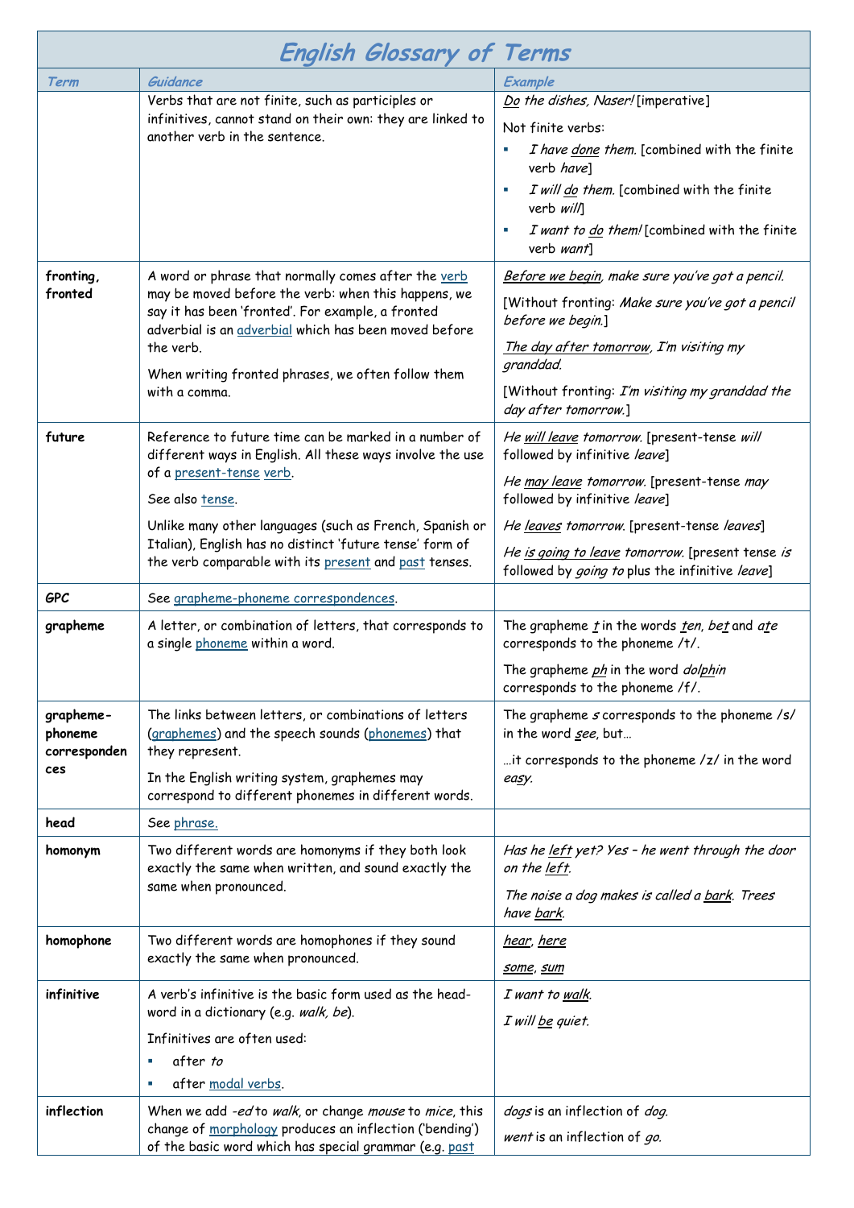# English Glossary of Terms

| Term | Guidance | Example |
|---|---|---|
| | Verbs that are not finite, such as participles or infinitives, cannot stand on their own: they are linked to another verb in the sentence. | *Do the dishes, Naser!* [imperative]<br>Not finite verbs:<br>▪ *I have done them.* [combined with the finite verb *have*]<br>▪ *I will do them.* [combined with the finite verb *will*]<br>▪ *I want to do them!* [combined with the finite verb *want*] |
| **fronting, fronted** | A word or phrase that normally comes after the verb may be moved before the verb: when this happens, we say it has been 'fronted'. For example, a fronted adverbial is an adverbial which has been moved before the verb.<br>When writing fronted phrases, we often follow them with a comma. | *Before we begin, make sure you've got a pencil.*<br>[Without fronting: *Make sure you've got a pencil before we begin.*]<br>*The day after tomorrow, I'm visiting my granddad.*<br>[Without fronting: *I'm visiting my granddad the day after tomorrow.*] |
| **future** | Reference to future time can be marked in a number of different ways in English. All these ways involve the use of a present-tense verb.<br>See also tense.<br>Unlike many other languages (such as French, Spanish or Italian), English has no distinct 'future tense' form of the verb comparable with its present and past tenses. | *He will leave tomorrow.* [present-tense *will* followed by infinitive *leave*]<br>*He may leave tomorrow.* [present-tense *may* followed by infinitive *leave*]<br>*He leaves tomorrow.* [present-tense *leaves*]<br>*He is going to leave tomorrow.* [present tense *is* followed by *going to* plus the infinitive *leave*] |
| **GPC** | See grapheme-phoneme correspondences. | |
| **grapheme** | A letter, or combination of letters, that corresponds to a single phoneme within a word. | The grapheme *t* in the words *ten*, *bet* and *ate* corresponds to the phoneme /t/.<br>The grapheme *ph* in the word *dolphin* corresponds to the phoneme /f/. |
| **grapheme-phoneme correspondences** | The links between letters, or combinations of letters (graphemes) and the speech sounds (phonemes) that they represent.<br>In the English writing system, graphemes may correspond to different phonemes in different words. | The grapheme *s* corresponds to the phoneme /s/ in the word *see*, but…<br>…it corresponds to the phoneme /z/ in the word *easy*. |
| **head** | See phrase. | |
| **homonym** | Two different words are homonyms if they both look exactly the same when written, and sound exactly the same when pronounced. | *Has he left yet? Yes – he went through the door on the left.*<br>*The noise a dog makes is called a bark. Trees have bark.* |
| **homophone** | Two different words are homophones if they sound exactly the same when pronounced. | *hear*, *here*<br>*some*, *sum* |
| **infinitive** | A verb's infinitive is the basic form used as the head-word in a dictionary (e.g. *walk*, *be*).<br>Infinitives are often used:<br>▪ after *to*<br>▪ after modal verbs. | *I want to walk.*<br>*I will be quiet.* |
| **inflection** | When we add *-ed* to *walk*, or change *mouse* to *mice*, this change of morphology produces an inflection ('bending') of the basic word which has special grammar (e.g. past | *dogs* is an inflection of *dog*.<br>*went* is an inflection of *go*. |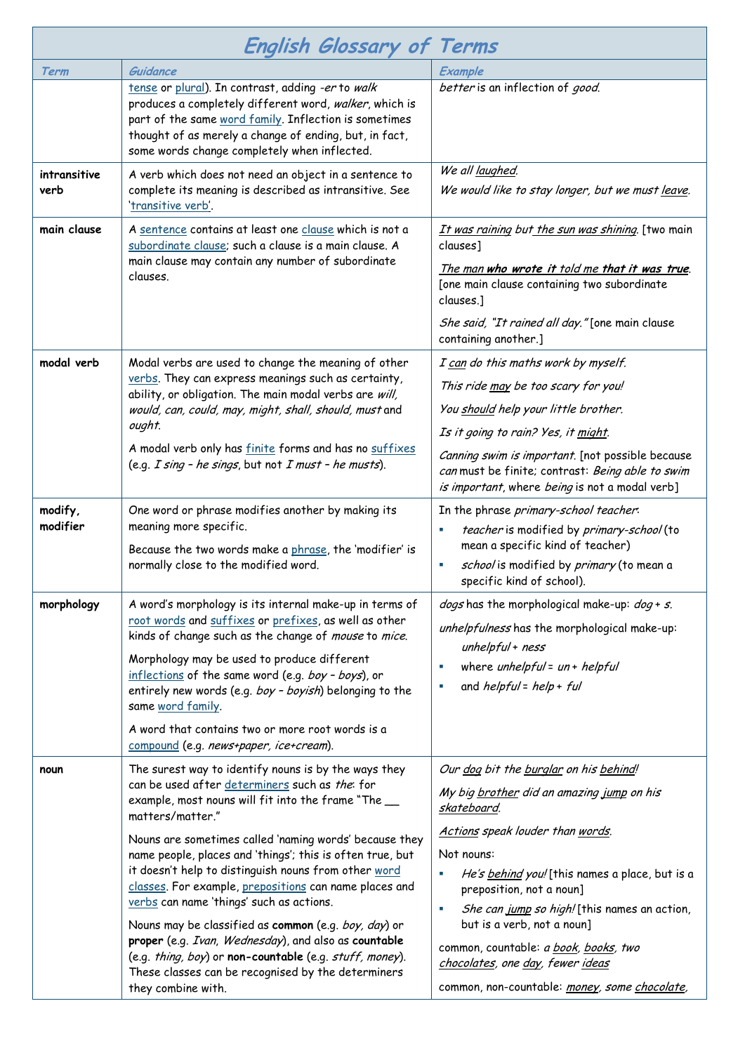# English Glossary of Terms

| Term | Guidance | Example |
|---|---|---|
| | tense or plural). In contrast, adding *-er* to *walk* produces a completely different word, *walker*, which is part of the same word family. Inflection is sometimes thought of as merely a change of ending, but, in fact, some words change completely when inflected. | *better* is an inflection of *good*. |
| **intransitive verb** | A verb which does not need an object in a sentence to complete its meaning is described as intransitive. See 'transitive verb'. | *We all laughed.*<br>*We would like to stay longer, but we must leave.* |
| **main clause** | A sentence contains at least one clause which is not a subordinate clause; such a clause is a main clause. A main clause may contain any number of subordinate clauses. | *It was raining but the sun was shining.* [two main clauses]<br>*The man **who wrote it** told me **that it was true**.* [one main clause containing two subordinate clauses.]<br>*She said, "It rained all day."* [one main clause containing another.] |
| **modal verb** | Modal verbs are used to change the meaning of other verbs. They can express meanings such as certainty, ability, or obligation. The main modal verbs are *will, would, can, could, may, might, shall, should, must* and *ought*.<br>A modal verb only has finite forms and has no suffixes (e.g. *I sing – he sings*, but not *I must – he musts*). | *I can do this maths work by myself.*<br>*This ride may be too scary for you!*<br>*You should help your little brother.*<br>*Is it going to rain? Yes, it might.*<br>*Canning swim is important.* [not possible because *can* must be finite; contrast: *Being able to swim is important*, where *being* is not a modal verb] |
| **modify, modifier** | One word or phrase modifies another by making its meaning more specific.<br>Because the two words make a phrase, the 'modifier' is normally close to the modified word. | In the phrase *primary-school teacher*:<br>▪ *teacher* is modified by *primary-school* (to mean a specific kind of teacher)<br>▪ *school* is modified by *primary* (to mean a specific kind of school). |
| **morphology** | A word's morphology is its internal make-up in terms of root words and suffixes or prefixes, as well as other kinds of change such as the change of *mouse* to *mice*.<br>Morphology may be used to produce different inflections of the same word (e.g. *boy – boys*), or entirely new words (e.g. *boy – boyish*) belonging to the same word family.<br>A word that contains two or more root words is a compound (e.g. *news+paper, ice+cream*). | *dogs* has the morphological make-up: *dog + s*.<br>*unhelpfulness* has the morphological make-up:<br>*unhelpful + ness*<br>▪ where *unhelpful = un + helpful*<br>▪ and *helpful = help + ful* |
| **noun** | The surest way to identify nouns is by the ways they can be used after determiners such as *the*: for example, most nouns will fit into the frame "The __ matters/matter."<br>Nouns are sometimes called 'naming words' because they name people, places and 'things'; this is often true, but it doesn't help to distinguish nouns from other word classes. For example, prepositions can name places and verbs can name 'things' such as actions.<br>Nouns may be classified as **common** (e.g. *boy, day*) or **proper** (e.g. *Ivan, Wednesday*), and also as **countable** (e.g. *thing, boy*) or **non-countable** (e.g. *stuff, money*). These classes can be recognised by the determiners they combine with. | *Our dog bit the burglar on his behind!*<br>*My big brother did an amazing jump on his skateboard.*<br>*Actions speak louder than words.*<br>Not nouns:<br>▪ *He's behind you!* [this names a place, but is a preposition, not a noun]<br>▪ *She can jump so high!* [this names an action, but is a verb, not a noun]<br>common, countable: *a book, books, two chocolates, one day, fewer ideas*<br>common, non-countable: *money, some chocolate,* |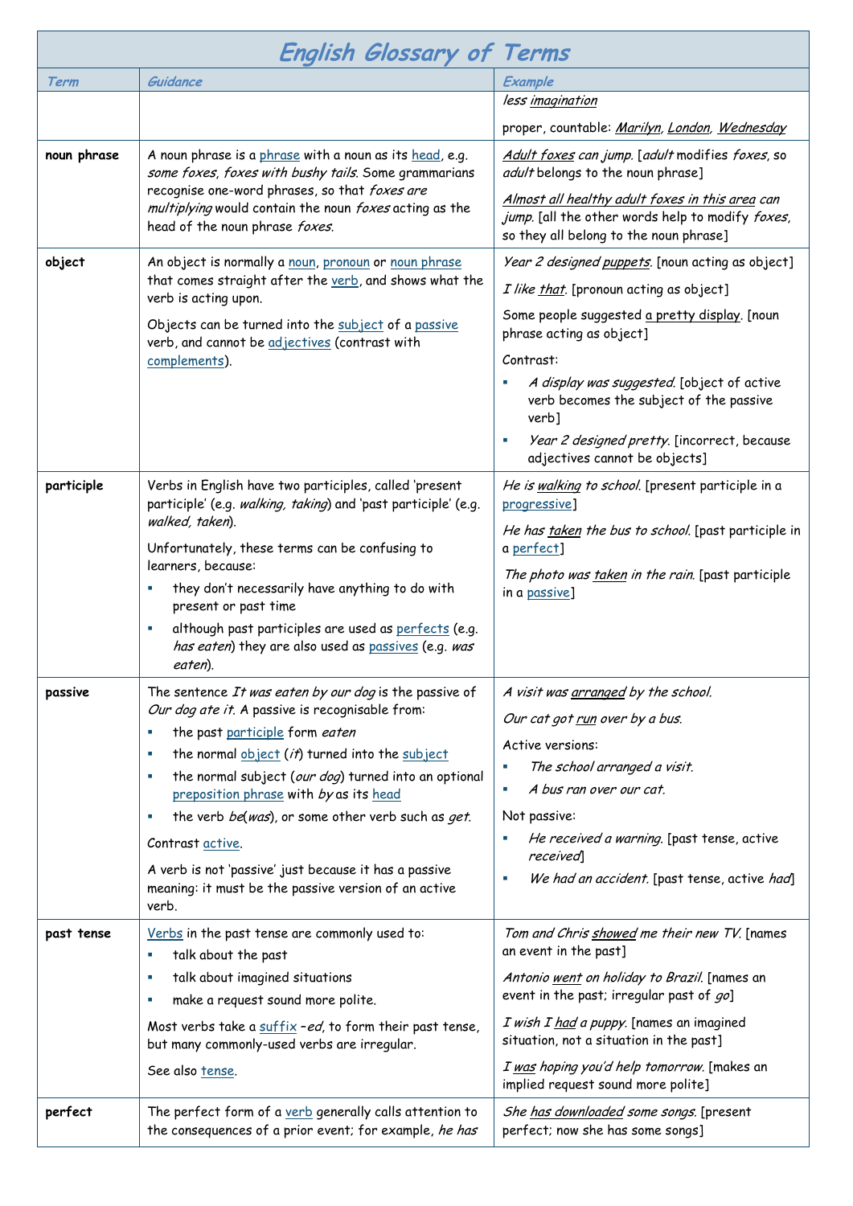# English Glossary of Terms

| Term | Guidance | Example |
|---|---|---|
| | | *less imagination*<br><br>proper, countable: *Marilyn*, *London*, *Wednesday* |
| **noun phrase** | A noun phrase is a phrase with a noun as its head, e.g. *some foxes*, *foxes with bushy tails*. Some grammarians recognise one-word phrases, so that *foxes are multiplying* would contain the noun *foxes* acting as the head of the noun phrase *foxes*. | *Adult foxes can jump.* [*adult* modifies *foxes*, so *adult* belongs to the noun phrase]<br><br>*Almost all healthy adult foxes in this area can jump.* [all the other words help to modify *foxes*, so they all belong to the noun phrase] |
| **object** | An object is normally a noun, pronoun or noun phrase that comes straight after the verb, and shows what the verb is acting upon.<br><br>Objects can be turned into the subject of a passive verb, and cannot be adjectives (contrast with complements). | *Year 2 designed puppets.* [noun acting as object]<br><br>*I like that.* [pronoun acting as object]<br><br>Some people suggested a pretty display. [noun phrase acting as object]<br><br>Contrast:<br>▪ *A display was suggested.* [object of active verb becomes the subject of the passive verb]<br>▪ *Year 2 designed pretty.* [incorrect, because adjectives cannot be objects] |
| **participle** | Verbs in English have two participles, called 'present participle' (e.g. *walking, taking*) and 'past participle' (e.g. *walked, taken*).<br><br>Unfortunately, these terms can be confusing to learners, because:<br>▪ they don't necessarily have anything to do with present or past time<br>▪ although past participles are used as perfects (e.g. *has eaten*) they are also used as passives (e.g. *was eaten*). | *He is walking to school.* [present participle in a progressive]<br><br>*He has taken the bus to school.* [past participle in a perfect]<br><br>*The photo was taken in the rain.* [past participle in a passive] |
| **passive** | The sentence *It was eaten by our dog* is the passive of *Our dog ate it*. A passive is recognisable from:<br>▪ the past participle form *eaten*<br>▪ the normal object (*it*) turned into the subject<br>▪ the normal subject (*our dog*) turned into an optional preposition phrase with *by* as its head<br>▪ the verb *be*(*was*), or some other verb such as *get*.<br><br>Contrast active.<br><br>A verb is not 'passive' just because it has a passive meaning: it must be the passive version of an active verb. | *A visit was arranged by the school.*<br><br>*Our cat got run over by a bus.*<br><br>Active versions:<br>▪ *The school arranged a visit.*<br>▪ *A bus ran over our cat.*<br><br>Not passive:<br>▪ *He received a warning.* [past tense, active *received*]<br>▪ *We had an accident.* [past tense, active *had*] |
| **past tense** | Verbs in the past tense are commonly used to:<br>▪ talk about the past<br>▪ talk about imagined situations<br>▪ make a request sound more polite.<br><br>Most verbs take a suffix *–ed*, to form their past tense, but many commonly-used verbs are irregular.<br><br>See also tense. | *Tom and Chris showed me their new TV.* [names an event in the past]<br><br>*Antonio went on holiday to Brazil.* [names an event in the past; irregular past of *go*]<br><br>*I wish I had a puppy.* [names an imagined situation, not a situation in the past]<br><br>*I was hoping you'd help tomorrow.* [makes an implied request sound more polite] |
| **perfect** | The perfect form of a verb generally calls attention to the consequences of a prior event; for example, *he has* | *She has downloaded some songs.* [present perfect; now she has some songs] |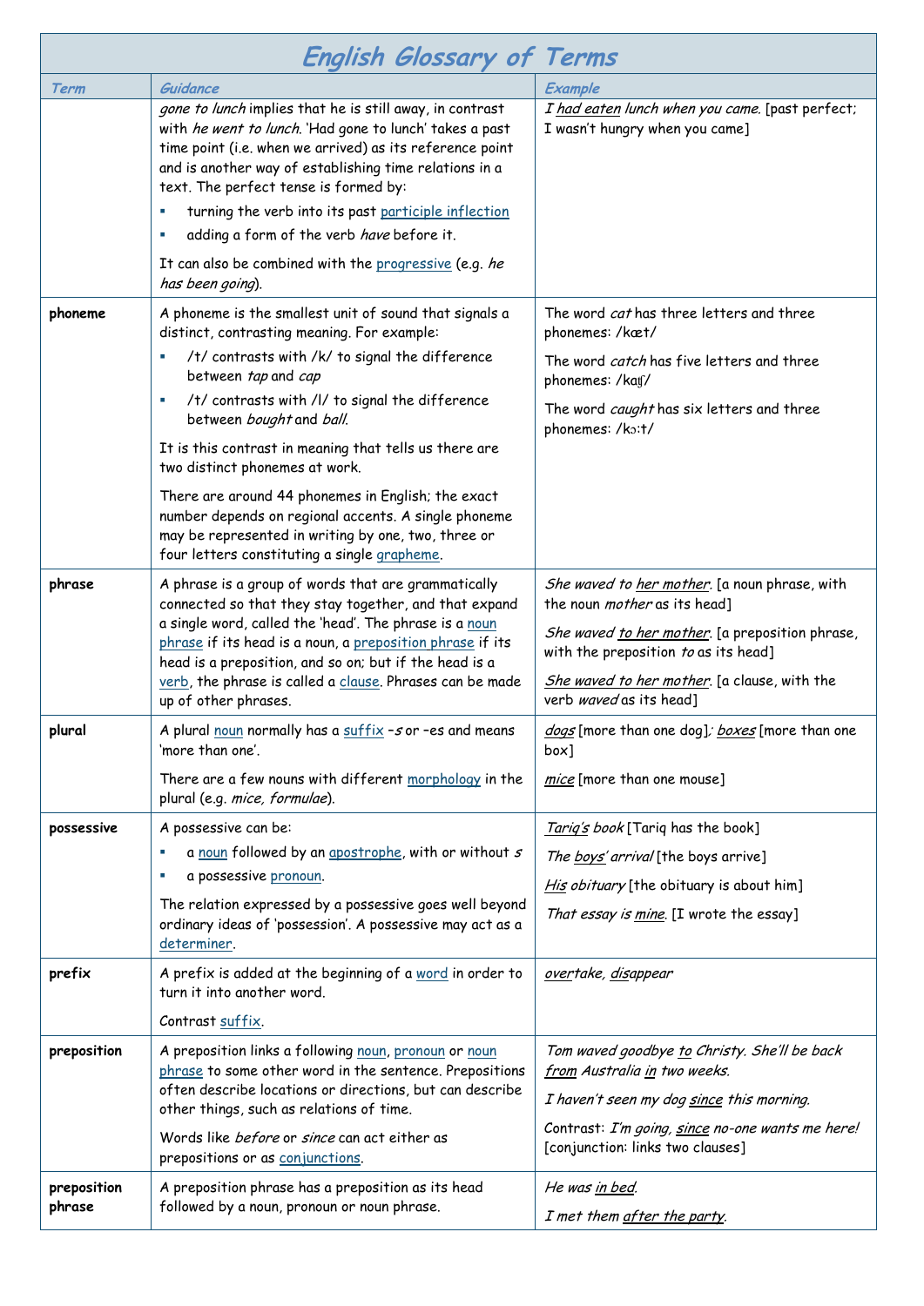# English Glossary of Terms

| Term | Guidance | Example |
|---|---|---|
| | *gone to lunch* implies that he is still away, in contrast with *he went to lunch*. 'Had gone to lunch' takes a past time point (i.e. when we arrived) as its reference point and is another way of establishing time relations in a text. The perfect tense is formed by:<br>▪ turning the verb into its past participle inflection<br>▪ adding a form of the verb *have* before it.<br><br>It can also be combined with the progressive (e.g. *he has been going*). | *I had eaten lunch when you came*. [past perfect; I wasn't hungry when you came] |
| **phoneme** | A phoneme is the smallest unit of sound that signals a distinct, contrasting meaning. For example:<br>▪ /t/ contrasts with /k/ to signal the difference between *tap* and *cap*<br>▪ /t/ contrasts with /l/ to signal the difference between *bought* and *ball*.<br><br>It is this contrast in meaning that tells us there are two distinct phonemes at work.<br><br>There are around 44 phonemes in English; the exact number depends on regional accents. A single phoneme may be represented in writing by one, two, three or four letters constituting a single grapheme. | The word *cat* has three letters and three phonemes: /kæt/<br><br>The word *catch* has five letters and three phonemes: /kaʧ/<br><br>The word *caught* has six letters and three phonemes: /kɔ:t/ |
| **phrase** | A phrase is a group of words that are grammatically connected so that they stay together, and that expand a single word, called the 'head'. The phrase is a noun phrase if its head is a noun, a preposition phrase if its head is a preposition, and so on; but if the head is a verb, the phrase is called a clause. Phrases can be made up of other phrases. | *She waved to her mother*. [a noun phrase, with the noun *mother* as its head]<br><br>*She waved to her mother*. [a preposition phrase, with the preposition *to* as its head]<br><br>*She waved to her mother*. [a clause, with the verb *waved* as its head] |
| **plural** | A plural noun normally has a suffix *–s* or –es and means 'more than one'.<br><br>There are a few nouns with different morphology in the plural (e.g. *mice, formulae*). | *dogs* [more than one dog]; *boxes* [more than one box]<br><br>*mice* [more than one mouse] |
| **possessive** | A possessive can be:<br>▪ a noun followed by an apostrophe, with or without *s*<br>▪ a possessive pronoun.<br><br>The relation expressed by a possessive goes well beyond ordinary ideas of 'possession'. A possessive may act as a determiner. | *Tariq's book* [Tariq has the book]<br><br>*The boys' arrival* [the boys arrive]<br><br>*His obituary* [the obituary is about him]<br><br>*That essay is mine*. [I wrote the essay] |
| **prefix** | A prefix is added at the beginning of a word in order to turn it into another word.<br><br>Contrast suffix. | *overtake, disappear* |
| **preposition** | A preposition links a following noun, pronoun or noun phrase to some other word in the sentence. Prepositions often describe locations or directions, but can describe other things, such as relations of time.<br><br>Words like *before* or *since* can act either as prepositions or as conjunctions. | *Tom waved goodbye to Christy. She'll be back from Australia in two weeks.*<br><br>*I haven't seen my dog since this morning.*<br><br>Contrast: *I'm going, since no-one wants me here!* [conjunction: links two clauses] |
| **preposition phrase** | A preposition phrase has a preposition as its head followed by a noun, pronoun or noun phrase. | *He was in bed.*<br><br>*I met them after the party.* |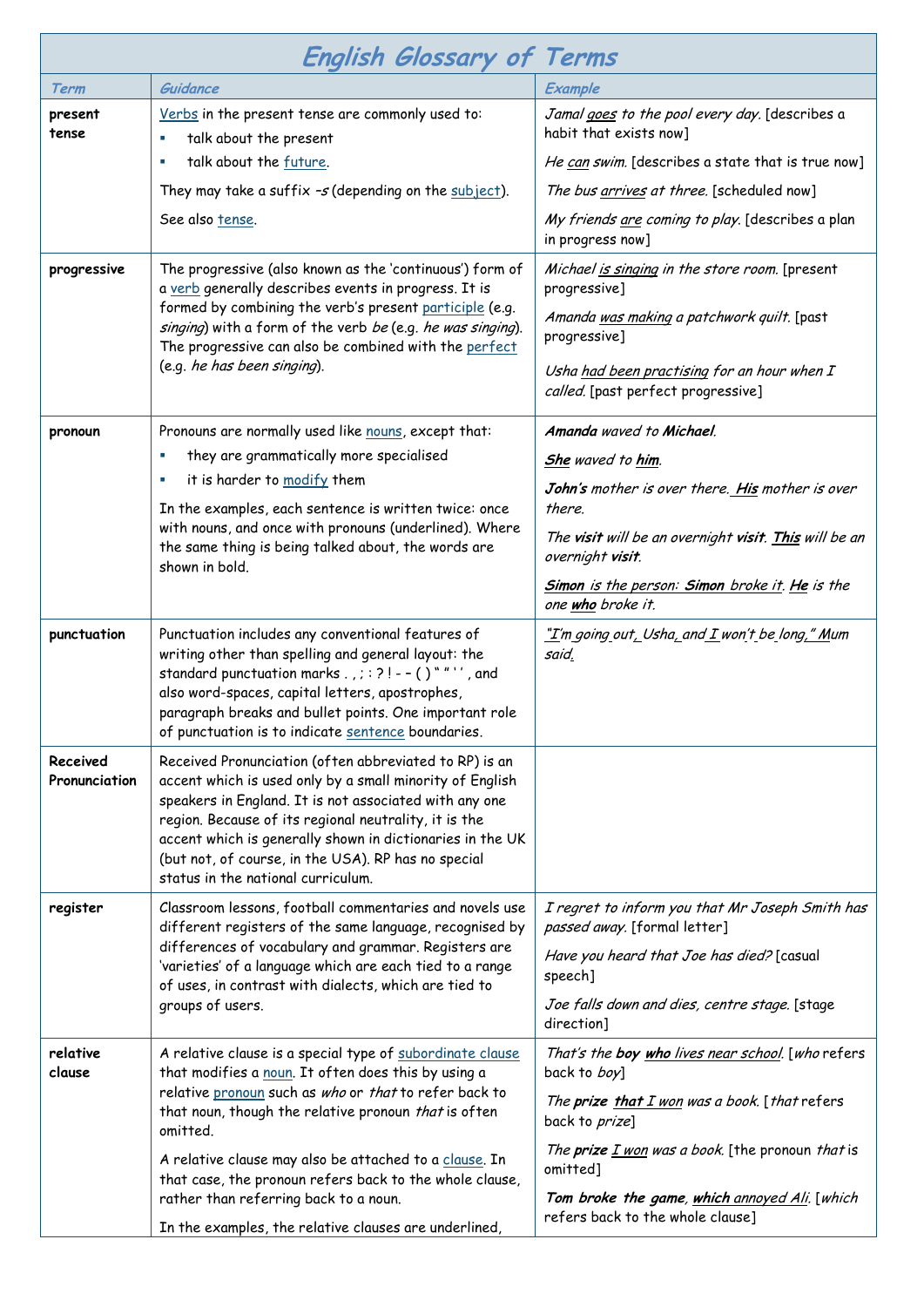# English Glossary of Terms

| Term | Guidance | Example |
| --- | --- | --- |
| **present tense** | Verbs in the present tense are commonly used to:<br>▪ talk about the present<br>▪ talk about the future.<br>They may take a suffix *–s* (depending on the subject).<br>See also tense. | *Jamal goes to the pool every day.* [describes a habit that exists now]<br>*He can swim.* [describes a state that is true now]<br>*The bus arrives at three.* [scheduled now]<br>*My friends are coming to play.* [describes a plan in progress now] |
| **progressive** | The progressive (also known as the 'continuous') form of a verb generally describes events in progress. It is formed by combining the verb's present participle (e.g. *singing*) with a form of the verb *be* (e.g. *he was singing*). The progressive can also be combined with the perfect (e.g. *he has been singing*). | *Michael is singing in the store room.* [present progressive]<br>*Amanda was making a patchwork quilt.* [past progressive]<br>*Usha had been practising for an hour when I called.* [past perfect progressive] |
| **pronoun** | Pronouns are normally used like nouns, except that:<br>▪ they are grammatically more specialised<br>▪ it is harder to modify them<br>In the examples, each sentence is written twice: once with nouns, and once with pronouns (underlined). Where the same thing is being talked about, the words are shown in bold. | ***Amanda** waved to **Michael**.*<br>***She** waved to **him**.*<br>***John's** mother is over there. **His** mother is over there.*<br>*The **visit** will be an overnight **visit**. **This** will be an overnight **visit**.*<br>***Simon** is the person: **Simon** broke it. **He** is the one **who** broke it.* |
| **punctuation** | Punctuation includes any conventional features of writing other than spelling and general layout: the standard punctuation marks . , ; : ? ! - – ( ) " " ' ' , and also word-spaces, capital letters, apostrophes, paragraph breaks and bullet points. One important role of punctuation is to indicate sentence boundaries. | *"I'm going out, Usha, and I won't be long," Mum said.* |
| **Received Pronunciation** | Received Pronunciation (often abbreviated to RP) is an accent which is used only by a small minority of English speakers in England. It is not associated with any one region. Because of its regional neutrality, it is the accent which is generally shown in dictionaries in the UK (but not, of course, in the USA). RP has no special status in the national curriculum. | |
| **register** | Classroom lessons, football commentaries and novels use different registers of the same language, recognised by differences of vocabulary and grammar. Registers are 'varieties' of a language which are each tied to a range of uses, in contrast with dialects, which are tied to groups of users. | *I regret to inform you that Mr Joseph Smith has passed away.* [formal letter]<br>*Have you heard that Joe has died?* [casual speech]<br>*Joe falls down and dies, centre stage.* [stage direction] |
| **relative clause** | A relative clause is a special type of subordinate clause that modifies a noun. It often does this by using a relative pronoun such as *who* or *that* to refer back to that noun, though the relative pronoun *that* is often omitted.<br>A relative clause may also be attached to a clause. In that case, the pronoun refers back to the whole clause, rather than referring back to a noun.<br>In the examples, the relative clauses are underlined, | *That's the **boy who** lives near school.* [*who* refers back to *boy*]<br>*The **prize that** I won was a book.* [*that* refers back to *prize*]<br>*The **prize** I won was a book.* [the pronoun *that* is omitted]<br>***Tom broke the game**, **which** annoyed Ali.* [*which* refers back to the whole clause] |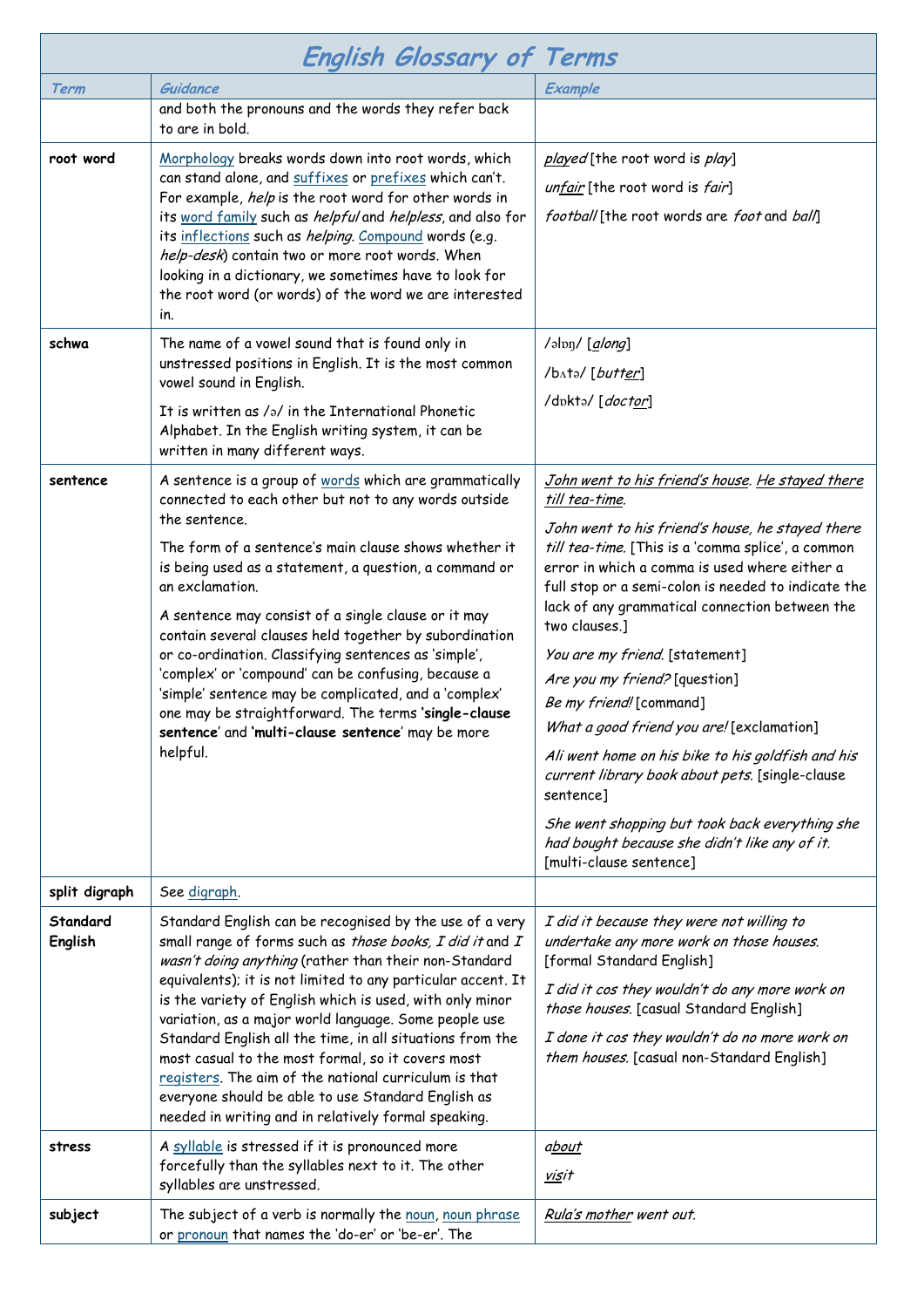# English Glossary of Terms

| Term | Guidance | Example |
| --- | --- | --- |
| | and both the pronouns and the words they refer back to are in bold. | |
| **root word** | Morphology breaks words down into root words, which can stand alone, and suffixes or prefixes which can't. For example, *help* is the root word for other words in its word family such as *helpful* and *helpless*, and also for its inflections such as *helping*. Compound words (e.g. *help-desk*) contain two or more root words. When looking in a dictionary, we sometimes have to look for the root word (or words) of the word we are interested in. | *played* [the root word is *play*]<br>*unfair* [the root word is *fair*]<br>*football* [the root words are *foot* and *ball*] |
| **schwa** | The name of a vowel sound that is found only in unstressed positions in English. It is the most common vowel sound in English.<br>It is written as /ə/ in the International Phonetic Alphabet. In the English writing system, it can be written in many different ways. | /əlɒŋ/ [*along*]<br>/bʌtə/ [*butter*]<br>/dɒktə/ [*doctor*] |
| **sentence** | A sentence is a group of words which are grammatically connected to each other but not to any words outside the sentence.<br>The form of a sentence's main clause shows whether it is being used as a statement, a question, a command or an exclamation.<br>A sentence may consist of a single clause or it may contain several clauses held together by subordination or co-ordination. Classifying sentences as 'simple', 'complex' or 'compound' can be confusing, because a 'simple' sentence may be complicated, and a 'complex' one may be straightforward. The terms '**single-clause sentence**' and '**multi-clause sentence**' may be more helpful. | *John went to his friend's house. He stayed there till tea-time.*<br>*John went to his friend's house, he stayed there till tea-time.* [This is a 'comma splice', a common error in which a comma is used where either a full stop or a semi-colon is needed to indicate the lack of any grammatical connection between the two clauses.]<br>*You are my friend.* [statement]<br>*Are you my friend?* [question]<br>*Be my friend!* [command]<br>*What a good friend you are!* [exclamation]<br>*Ali went home on his bike to his goldfish and his current library book about pets.* [single-clause sentence]<br>*She went shopping but took back everything she had bought because she didn't like any of it.* [multi-clause sentence] |
| **split digraph** | See digraph. | |
| **Standard English** | Standard English can be recognised by the use of a very small range of forms such as *those books, I did it* and *I wasn't doing anything* (rather than their non-Standard equivalents); it is not limited to any particular accent. It is the variety of English which is used, with only minor variation, as a major world language. Some people use Standard English all the time, in all situations from the most casual to the most formal, so it covers most registers. The aim of the national curriculum is that everyone should be able to use Standard English as needed in writing and in relatively formal speaking. | *I did it because they were not willing to undertake any more work on those houses.* [formal Standard English]<br>*I did it cos they wouldn't do any more work on those houses.* [casual Standard English]<br>*I done it cos they wouldn't do no more work on them houses.* [casual non-Standard English] |
| **stress** | A syllable is stressed if it is pronounced more forcefully than the syllables next to it. The other syllables are unstressed. | *about*<br>*visit* |
| **subject** | The subject of a verb is normally the noun, noun phrase or pronoun that names the 'do-er' or 'be-er'. The | *Rula's mother went out.* |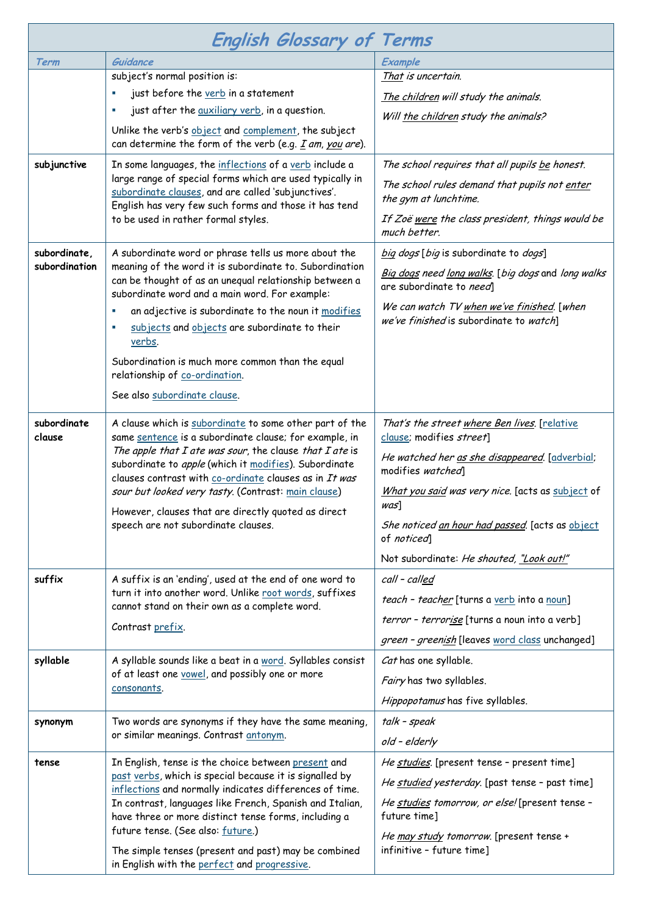# English Glossary of Terms

| Term | Guidance | Example |
|---|---|---|
| | subject's normal position is:<br>▪ just before the verb in a statement<br>▪ just after the auxiliary verb, in a question.<br>Unlike the verb's object and complement, the subject can determine the form of the verb (e.g. *I am*, *you are*). | *That is uncertain.*<br>*The children will study the animals.*<br>*Will the children study the animals?* |
| **subjunctive** | In some languages, the inflections of a verb include a large range of special forms which are used typically in subordinate clauses, and are called 'subjunctives'. English has very few such forms and those it has tend to be used in rather formal styles. | *The school requires that all pupils be honest.*<br>*The school rules demand that pupils not enter the gym at lunchtime.*<br>*If Zoë were the class president, things would be much better.* |
| **subordinate, subordination** | A subordinate word or phrase tells us more about the meaning of the word it is subordinate to. Subordination can be thought of as an unequal relationship between a subordinate word and a main word. For example:<br>▪ an adjective is subordinate to the noun it modifies<br>▪ subjects and objects are subordinate to their verbs.<br>Subordination is much more common than the equal relationship of co-ordination.<br>See also subordinate clause. | *big dogs* [*big* is subordinate to *dogs*]<br>*Big dogs need long walks.* [*big dogs* and *long walks* are subordinate to *need*]<br>*We can watch TV when we've finished.* [*when we've finished* is subordinate to *watch*] |
| **subordinate clause** | A clause which is subordinate to some other part of the same sentence is a subordinate clause; for example, in *The apple that I ate was sour*, the clause *that I ate* is subordinate to *apple* (which it modifies). Subordinate clauses contrast with co-ordinate clauses as in *It was sour but looked very tasty*. (Contrast: main clause)<br>However, clauses that are directly quoted as direct speech are not subordinate clauses. | *That's the street where Ben lives.* [relative clause; modifies *street*]<br>*He watched her as she disappeared.* [adverbial; modifies *watched*]<br>*What you said was very nice.* [acts as subject of *was*]<br>*She noticed an hour had passed.* [acts as object of *noticed*]<br>Not subordinate: *He shouted, "Look out!"* |
| **suffix** | A suffix is an 'ending', used at the end of one word to turn it into another word. Unlike root words, suffixes cannot stand on their own as a complete word.<br>Contrast prefix. | *call – called*<br>*teach – teacher* [turns a verb into a noun]<br>*terror – terrorise* [turns a noun into a verb]<br>*green – greenish* [leaves word class unchanged] |
| **syllable** | A syllable sounds like a beat in a word. Syllables consist of at least one vowel, and possibly one or more consonants. | *Cat* has one syllable.<br>*Fairy* has two syllables.<br>*Hippopotamus* has five syllables. |
| **synonym** | Two words are synonyms if they have the same meaning, or similar meanings. Contrast antonym. | *talk – speak*<br>*old – elderly* |
| **tense** | In English, tense is the choice between present and past verbs, which is special because it is signalled by inflections and normally indicates differences of time. In contrast, languages like French, Spanish and Italian, have three or more distinct tense forms, including a future tense. (See also: future.)<br>The simple tenses (present and past) may be combined in English with the perfect and progressive. | *He studies.* [present tense – present time]<br>*He studied yesterday.* [past tense – past time]<br>*He studies tomorrow, or else!* [present tense – future time]<br>*He may study tomorrow.* [present tense + infinitive – future time] |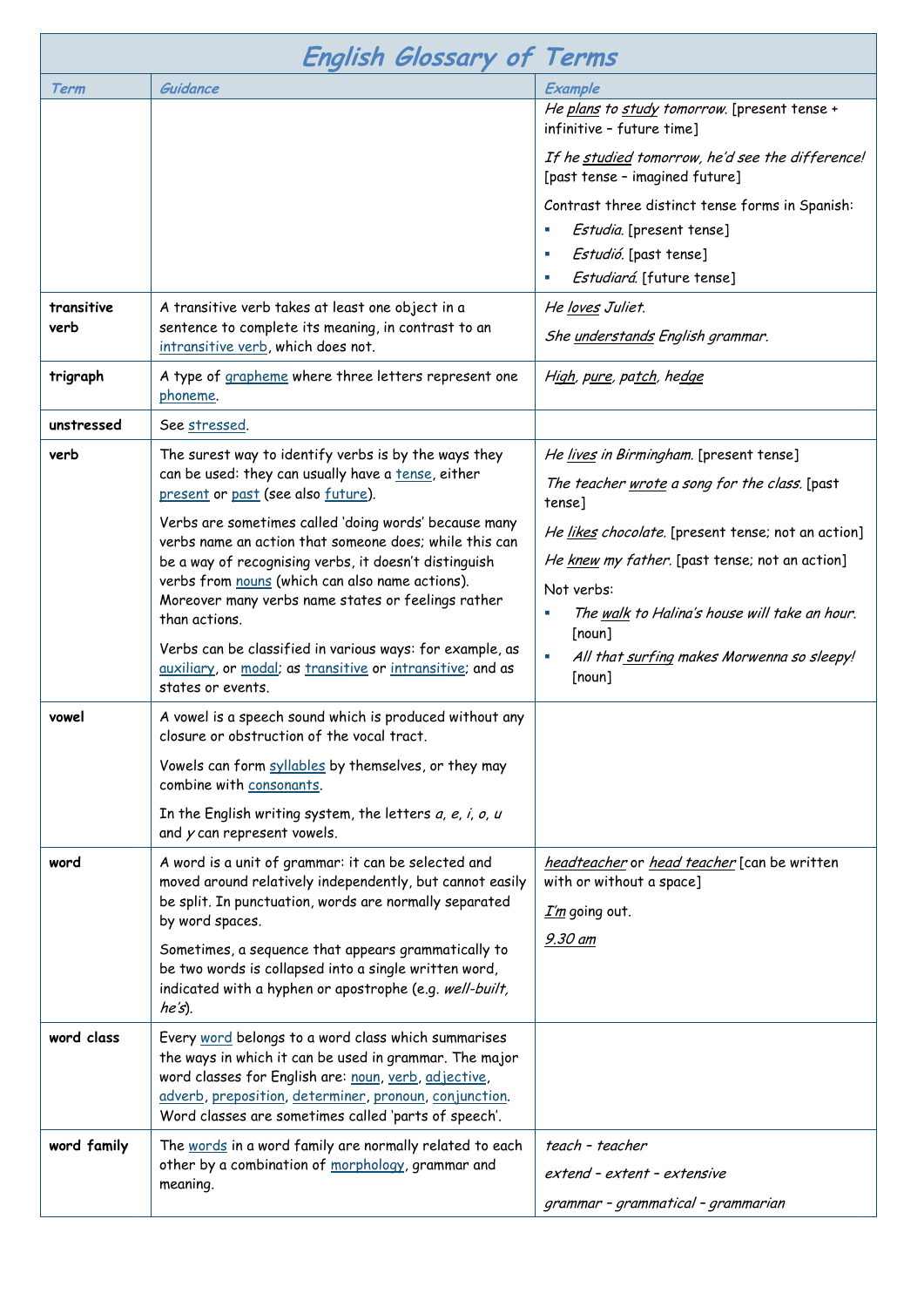# English Glossary of Terms

| Term | Guidance | Example |
|---|---|---|
| | | *He plans to study tomorrow.* [present tense + infinitive – future time]<br><br>*If he studied tomorrow, he'd see the difference!* [past tense – imagined future]<br><br>Contrast three distinct tense forms in Spanish:<br>▪ *Estudia.* [present tense]<br>▪ *Estudió.* [past tense]<br>▪ *Estudiará.* [future tense] |
| **transitive verb** | A transitive verb takes at least one object in a sentence to complete its meaning, in contrast to an intransitive verb, which does not. | *He loves Juliet.*<br><br>*She understands English grammar.* |
| **trigraph** | A type of grapheme where three letters represent one phoneme. | *High, pure, patch, hedge* |
| **unstressed** | See stressed. | |
| **verb** | The surest way to identify verbs is by the ways they can be used: they can usually have a tense, either present or past (see also future).<br><br>Verbs are sometimes called 'doing words' because many verbs name an action that someone does; while this can be a way of recognising verbs, it doesn't distinguish verbs from nouns (which can also name actions). Moreover many verbs name states or feelings rather than actions.<br><br>Verbs can be classified in various ways: for example, as auxiliary, or modal; as transitive or intransitive; and as states or events. | *He lives in Birmingham.* [present tense]<br><br>*The teacher wrote a song for the class.* [past tense]<br><br>*He likes chocolate.* [present tense; not an action]<br><br>*He knew my father.* [past tense; not an action]<br><br>Not verbs:<br>▪ *The walk to Halina's house will take an hour.* [noun]<br>▪ *All that surfing makes Morwenna so sleepy!* [noun] |
| **vowel** | A vowel is a speech sound which is produced without any closure or obstruction of the vocal tract.<br><br>Vowels can form syllables by themselves, or they may combine with consonants.<br><br>In the English writing system, the letters *a, e, i, o, u* and *y* can represent vowels. | |
| **word** | A word is a unit of grammar: it can be selected and moved around relatively independently, but cannot easily be split. In punctuation, words are normally separated by word spaces.<br><br>Sometimes, a sequence that appears grammatically to be two words is collapsed into a single written word, indicated with a hyphen or apostrophe (e.g. *well-built, he's*). | *headteacher* or *head teacher* [can be written with or without a space]<br><br>*I'm* going out.<br><br>*9.30 am* |
| **word class** | Every word belongs to a word class which summarises the ways in which it can be used in grammar. The major word classes for English are: noun, verb, adjective, adverb, preposition, determiner, pronoun, conjunction. Word classes are sometimes called 'parts of speech'. | |
| **word family** | The words in a word family are normally related to each other by a combination of morphology, grammar and meaning. | *teach – teacher*<br><br>*extend – extent – extensive*<br><br>*grammar – grammatical – grammarian* |